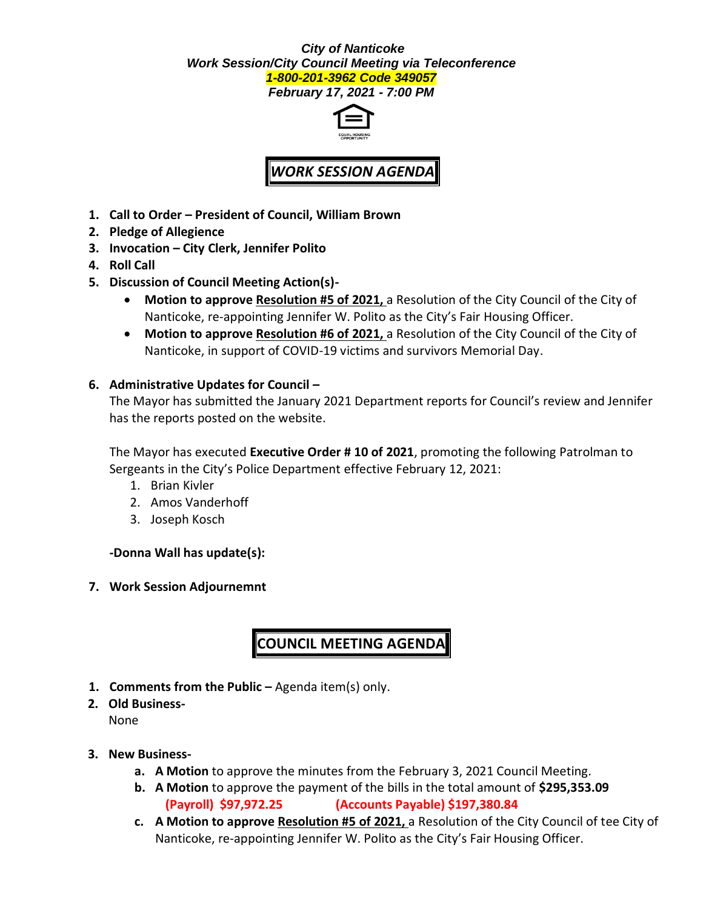***City of Nanticoke***
***Work Session/City Council Meeting via Teleconference***
***1-800-201-3962 Code 349057***
***February 17, 2021 - 7:00 PM***

EQUAL HOUSING OPPORTUNITY

## *WORK SESSION AGENDA*

1. **Call to Order – President of Council, William Brown**
2. **Pledge of Allegience**
3. **Invocation – City Clerk, Jennifer Polito**
4. **Roll Call**
5. **Discussion of Council Meeting Action(s)-**
   - **Motion to approve** **Resolution #5 of 2021,** a Resolution of the City Council of the City of Nanticoke, re-appointing Jennifer W. Polito as the City's Fair Housing Officer.
   - **Motion to approve** **Resolution #6 of 2021,** a Resolution of the City Council of the City of Nanticoke, in support of COVID-19 victims and survivors Memorial Day.
6. **Administrative Updates for Council –**

   The Mayor has submitted the January 2021 Department reports for Council's review and Jennifer has the reports posted on the website.

   The Mayor has executed **Executive Order # 10 of 2021**, promoting the following Patrolman to Sergeants in the City's Police Department effective February 12, 2021:
   1. Brian Kivler
   2. Amos Vanderhoff
   3. Joseph Kosch

   **-Donna Wall has update(s):**

7. **Work Session Adjournemnt**

## COUNCIL MEETING AGENDA

1. **Comments from the Public –** Agenda item(s) only.
2. **Old Business-**
   None
3. **New Business-**
   a. **A Motion** to approve the minutes from the February 3, 2021 Council Meeting.
   b. **A Motion** to approve the payment of the bills in the total amount of **$295,353.09**
      **(Payroll) $97,972.25** **(Accounts Payable) $197,380.84**
   c. **A Motion to approve** **Resolution #5 of 2021,** a Resolution of the City Council of tee City of Nanticoke, re-appointing Jennifer W. Polito as the City's Fair Housing Officer.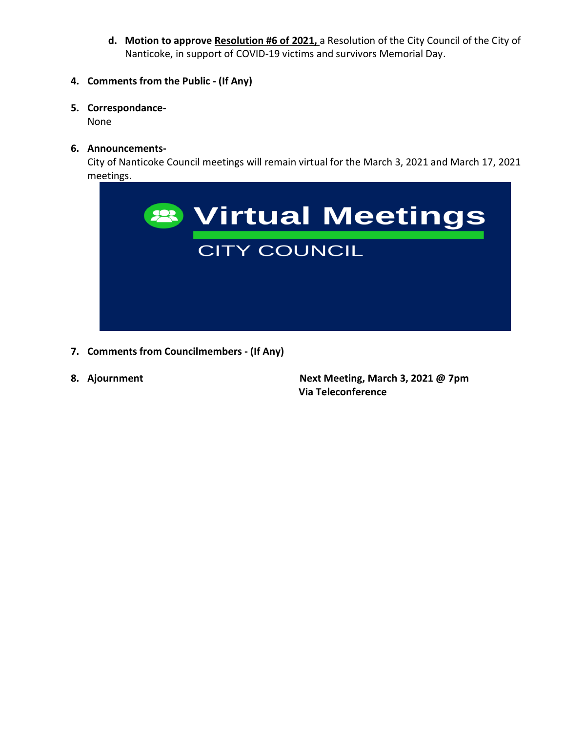d. **Motion to approve Resolution #6 of 2021,** a Resolution of the City Council of the City of Nanticoke, in support of COVID-19 victims and survivors Memorial Day.

4. **Comments from the Public - (If Any)**

5. **Correspondance-**
   None

6. **Announcements-**
   City of Nanticoke Council meetings will remain virtual for the March 3, 2021 and March 17, 2021 meetings.

Virtual Meetings
CITY COUNCIL

7. **Comments from Councilmembers - (If Any)**

8. **Ajournment**

**Next Meeting, March 3, 2021 @ 7pm**
**Via Teleconference**